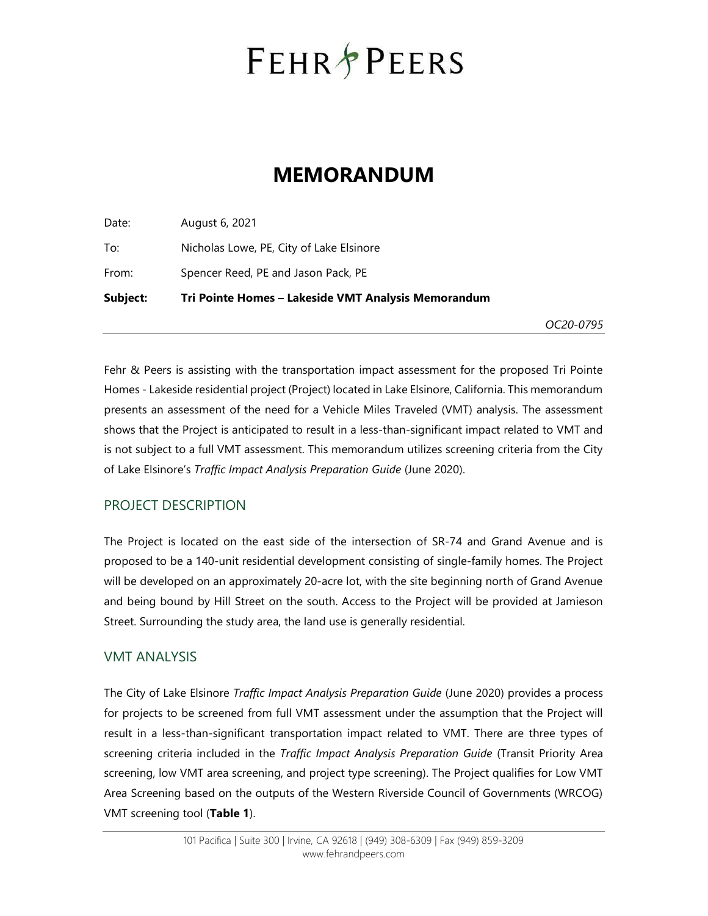# FEHR & PEERS

# MEMORANDUM

Date: August 6, 2021

To: Nicholas Lowe, PE, City of Lake Elsinore

From: Spencer Reed, PE and Jason Pack, PE

**Subject: Tri Pointe Homes – Lakeside VMT Analysis Memorandum**

*OC20-0795*

---

Fehr & Peers is assisting with the transportation impact assessment for the proposed Tri Pointe Homes - Lakeside residential project (Project) located in Lake Elsinore, California. This memorandum presents an assessment of the need for a Vehicle Miles Traveled (VMT) analysis. The assessment shows that the Project is anticipated to result in a less-than-significant impact related to VMT and is not subject to a full VMT assessment. This memorandum utilizes screening criteria from the City of Lake Elsinore's *Traffic Impact Analysis Preparation Guide* (June 2020).

## PROJECT DESCRIPTION

The Project is located on the east side of the intersection of SR-74 and Grand Avenue and is proposed to be a 140-unit residential development consisting of single-family homes. The Project will be developed on an approximately 20-acre lot, with the site beginning north of Grand Avenue and being bound by Hill Street on the south. Access to the Project will be provided at Jamieson Street. Surrounding the study area, the land use is generally residential.

## VMT ANALYSIS

The City of Lake Elsinore *Traffic Impact Analysis Preparation Guide* (June 2020) provides a process for projects to be screened from full VMT assessment under the assumption that the Project will result in a less-than-significant transportation impact related to VMT. There are three types of screening criteria included in the *Traffic Impact Analysis Preparation Guide* (Transit Priority Area screening, low VMT area screening, and project type screening). The Project qualifies for Low VMT Area Screening based on the outputs of the Western Riverside Council of Governments (WRCOG) VMT screening tool (**Table 1**).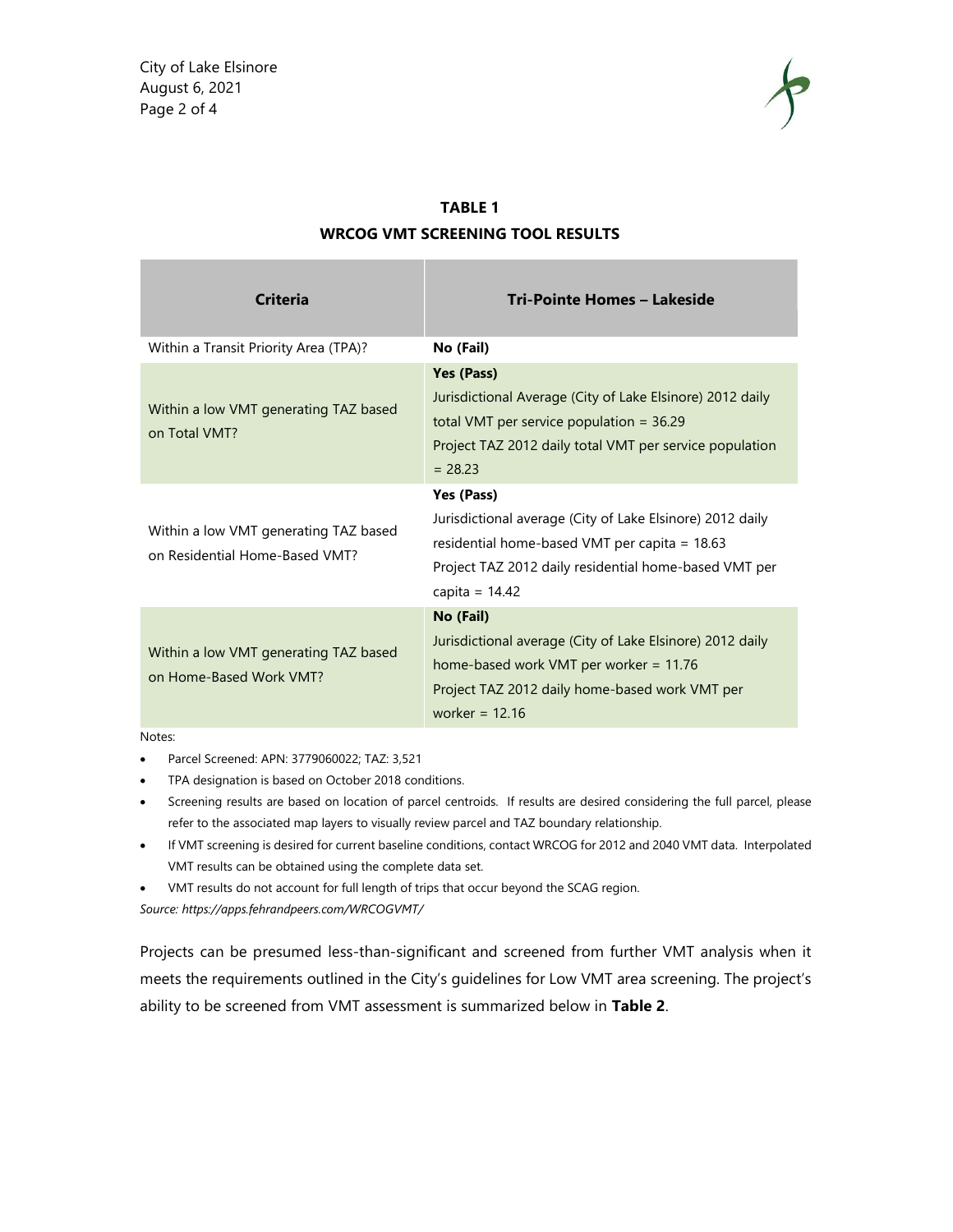**TABLE 1**

**WRCOG VMT SCREENING TOOL RESULTS**

| Criteria | Tri-Pointe Homes – Lakeside |
|---|---|
| Within a Transit Priority Area (TPA)? | **No (Fail)** |
| Within a low VMT generating TAZ based on Total VMT? | **Yes (Pass)**<br>Jurisdictional Average (City of Lake Elsinore) 2012 daily total VMT per service population = 36.29<br>Project TAZ 2012 daily total VMT per service population = 28.23 |
| Within a low VMT generating TAZ based on Residential Home-Based VMT? | **Yes (Pass)**<br>Jurisdictional average (City of Lake Elsinore) 2012 daily residential home-based VMT per capita = 18.63<br>Project TAZ 2012 daily residential home-based VMT per capita = 14.42 |
| Within a low VMT generating TAZ based on Home-Based Work VMT? | **No (Fail)**<br>Jurisdictional average (City of Lake Elsinore) 2012 daily home-based work VMT per worker = 11.76<br>Project TAZ 2012 daily home-based work VMT per worker = 12.16 |

Notes:

- Parcel Screened: APN: 3779060022; TAZ: 3,521
- TPA designation is based on October 2018 conditions.
- Screening results are based on location of parcel centroids. If results are desired considering the full parcel, please refer to the associated map layers to visually review parcel and TAZ boundary relationship.
- If VMT screening is desired for current baseline conditions, contact WRCOG for 2012 and 2040 VMT data. Interpolated VMT results can be obtained using the complete data set.
- VMT results do not account for full length of trips that occur beyond the SCAG region.

*Source: https://apps.fehrandpeers.com/WRCOGVMT/*

Projects can be presumed less-than-significant and screened from further VMT analysis when it meets the requirements outlined in the City's guidelines for Low VMT area screening. The project's ability to be screened from VMT assessment is summarized below in **Table 2**.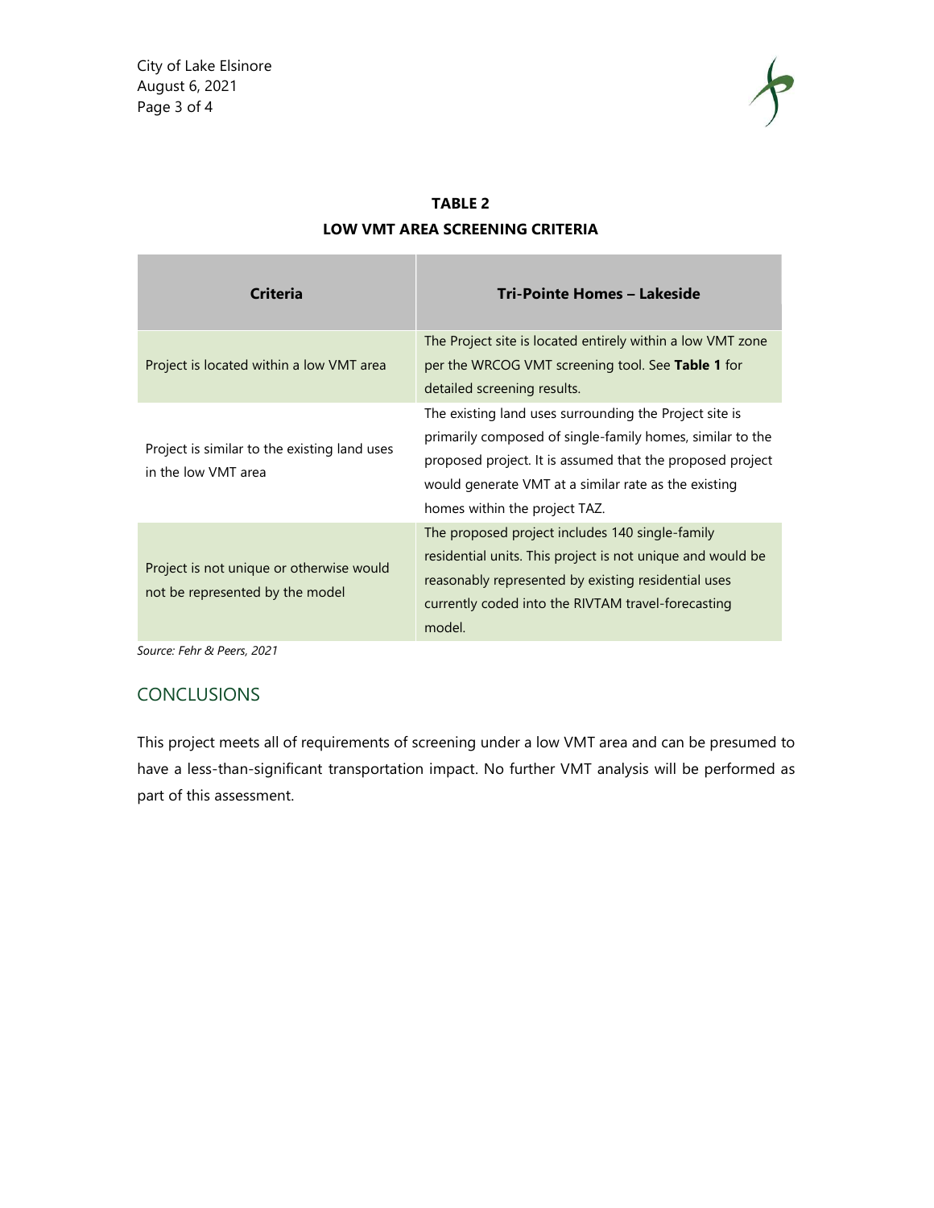**TABLE 2**

**LOW VMT AREA SCREENING CRITERIA**

| Criteria | Tri-Pointe Homes – Lakeside |
|---|---|
| Project is located within a low VMT area | The Project site is located entirely within a low VMT zone per the WRCOG VMT screening tool. See **Table 1** for detailed screening results. |
| Project is similar to the existing land uses in the low VMT area | The existing land uses surrounding the Project site is primarily composed of single-family homes, similar to the proposed project. It is assumed that the proposed project would generate VMT at a similar rate as the existing homes within the project TAZ. |
| Project is not unique or otherwise would not be represented by the model | The proposed project includes 140 single-family residential units. This project is not unique and would be reasonably represented by existing residential uses currently coded into the RIVTAM travel-forecasting model. |

*Source: Fehr & Peers, 2021*

## CONCLUSIONS

This project meets all of requirements of screening under a low VMT area and can be presumed to have a less-than-significant transportation impact. No further VMT analysis will be performed as part of this assessment.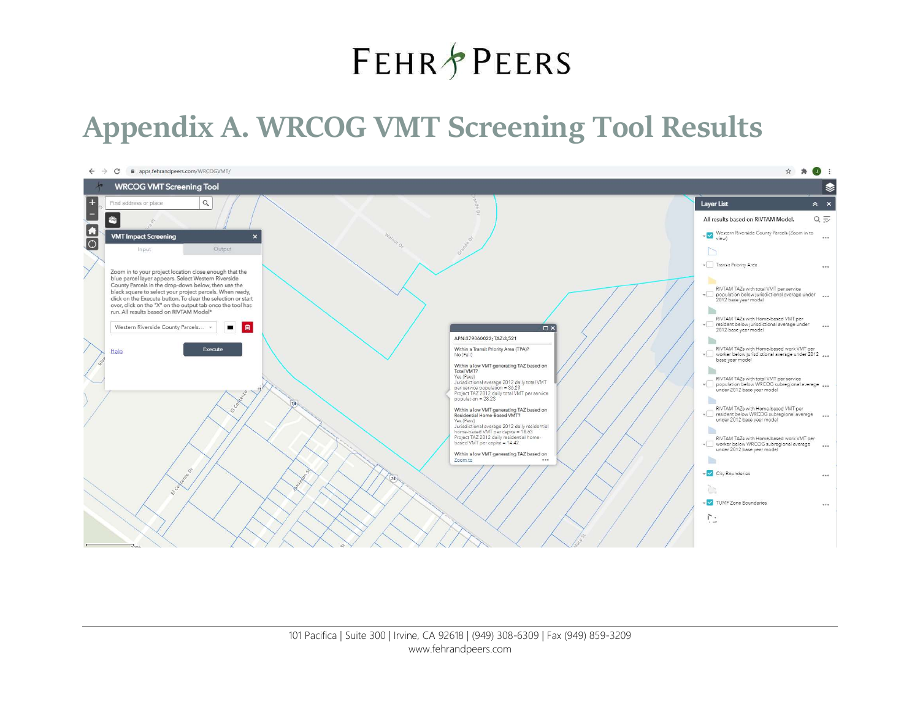# Appendix A. WRCOG VMT Screening Tool Results

apps.fehrandpeers.com/WRCOGVMT/

WRCOG VMT Screening Tool

Find address or place

VMT Impact Screening

Input | Output

Zoom in to your project location close enough that the blue parcel layer appears. Select Western Riverside County Parcels in the drop-down below, then use the black square to select your project parcels. When ready, click on the Execute button. To clear the selection or start over, click on the "X" on the output tab once the tool has run. All results based on RIVTAM Model*

Western Riverside County Parcels...

Help

Execute

APN:379060022; TAZ:3,521

Within a Transit Priority Area (TPA)?
No (Fail)

Within a low VMT generating TAZ based on Total VMT?
Yes (Pass)
Jurisdictional average 2012 daily total VMT per service population = 36.29
Project TAZ 2012 daily total VMT per service population = 28.23

Within a low VMT generating TAZ based on Residential Home-Based VMT?
Yes (Pass)
Jurisdictional average 2012 daily residential home-based VMT per capita = 18.63
Project TAZ 2012 daily residential home-based VMT per capita = 14.42

Within a low VMT generating TAZ based on

Zoom to

Layer List

All results based on RIVTAM Model.

Western Riverside County Parcels (Zoom in to view)

Transit Priority Area

RIVTAM TAZs with total VMT per service population below jurisdictional average under 2012 base year model

RIVTAM TAZs with Home-based VMT per resident below jurisdictional average under 2012 base year model

RIVTAM TAZs with Home-based work VMT per worker below jurisdictional average under 2012 base year model

RIVTAM TAZs with total VMT per service population below WRCOG subregional average under 2012 base year model

RIVTAM TAZs with Home-based VMT per resident below WRCOG subregional average under 2012 base year model

RIVTAM TAZs with Home-based work VMT per worker below WRCOG subregional average under 2012 base year model

City Boundaries

TUMF Zone Boundaries

101 Pacifica | Suite 300 | Irvine, CA 92618 | (949) 308-6309 | Fax (949) 859-3209
www.fehrandpeers.com